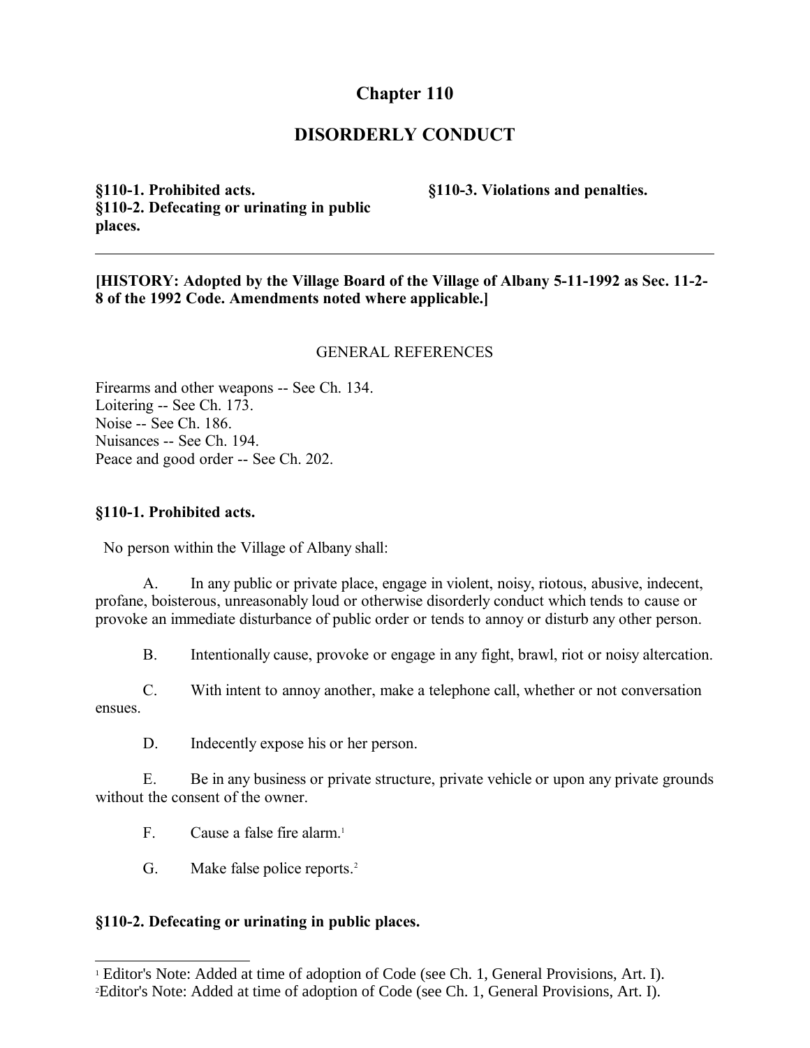# Chapter 110

## DISORDERLY CONDUCT

**§110-1. Prohibited acts.**
**§110-2. Defecating or urinating in public places.**
**§110-3. Violations and penalties.**

---

**[HISTORY: Adopted by the Village Board of the Village of Albany 5-11-1992 as Sec. 11-2-8 of the 1992 Code. Amendments noted where applicable.]**

GENERAL REFERENCES

Firearms and other weapons -- See Ch. 134.
Loitering -- See Ch. 173.
Noise -- See Ch. 186.
Nuisances -- See Ch. 194.
Peace and good order -- See Ch. 202.

### §110-1. Prohibited acts.

No person within the Village of Albany shall:

A. In any public or private place, engage in violent, noisy, riotous, abusive, indecent, profane, boisterous, unreasonably loud or otherwise disorderly conduct which tends to cause or provoke an immediate disturbance of public order or tends to annoy or disturb any other person.

B. Intentionally cause, provoke or engage in any fight, brawl, riot or noisy altercation.

C. With intent to annoy another, make a telephone call, whether or not conversation ensues.

D. Indecently expose his or her person.

E. Be in any business or private structure, private vehicle or upon any private grounds without the consent of the owner.

F. Cause a false fire alarm.[1]

G. Make false police reports.[2]

### §110-2. Defecating or urinating in public places.

---

[1] Editor's Note: Added at time of adoption of Code (see Ch. 1, General Provisions, Art. I).
[2] Editor's Note: Added at time of adoption of Code (see Ch. 1, General Provisions, Art. I).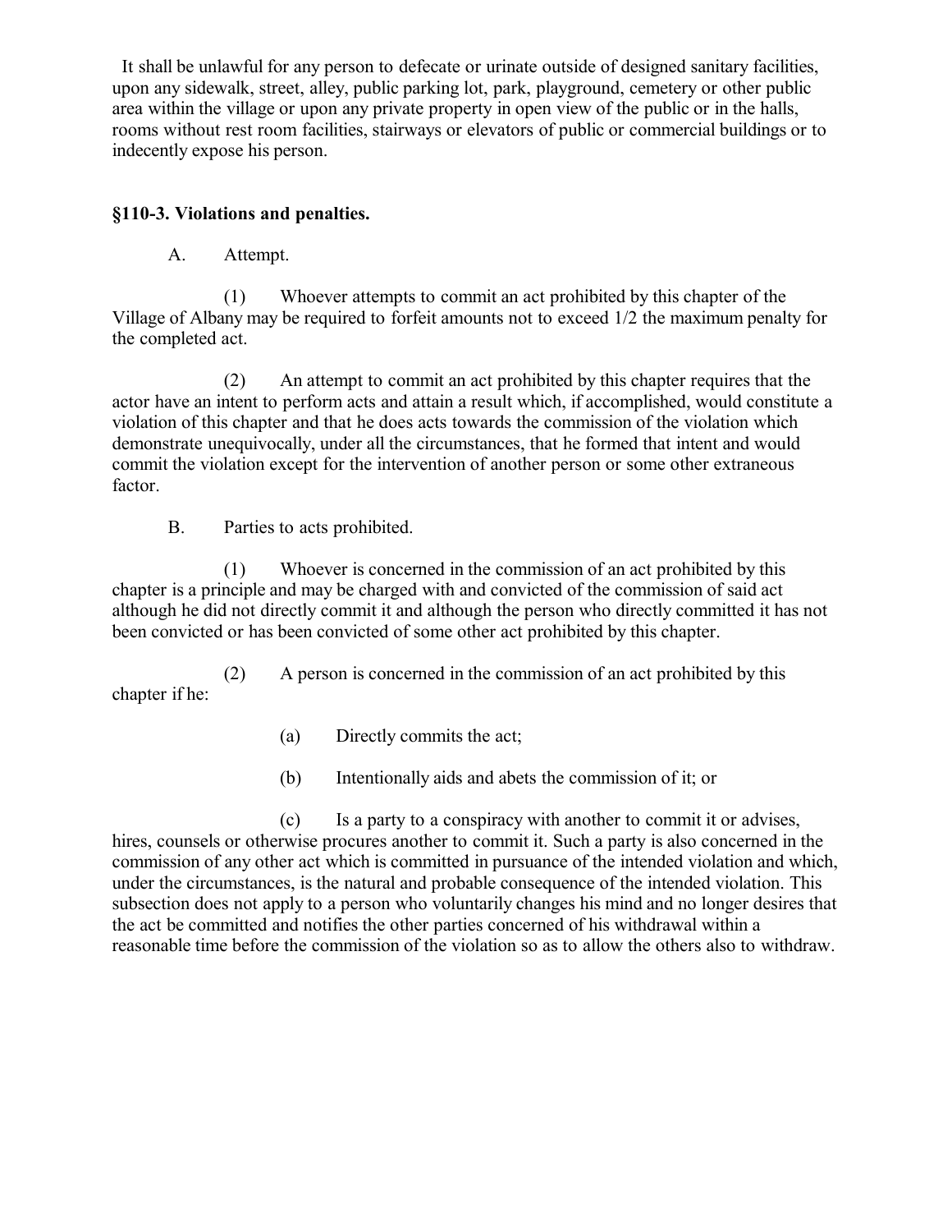It shall be unlawful for any person to defecate or urinate outside of designed sanitary facilities, upon any sidewalk, street, alley, public parking lot, park, playground, cemetery or other public area within the village or upon any private property in open view of the public or in the halls, rooms without rest room facilities, stairways or elevators of public or commercial buildings or to indecently expose his person.

### §110-3. Violations and penalties.

A. Attempt.

(1) Whoever attempts to commit an act prohibited by this chapter of the Village of Albany may be required to forfeit amounts not to exceed 1/2 the maximum penalty for the completed act.

(2) An attempt to commit an act prohibited by this chapter requires that the actor have an intent to perform acts and attain a result which, if accomplished, would constitute a violation of this chapter and that he does acts towards the commission of the violation which demonstrate unequivocally, under all the circumstances, that he formed that intent and would commit the violation except for the intervention of another person or some other extraneous factor.

B. Parties to acts prohibited.

(1) Whoever is concerned in the commission of an act prohibited by this chapter is a principle and may be charged with and convicted of the commission of said act although he did not directly commit it and although the person who directly committed it has not been convicted or has been convicted of some other act prohibited by this chapter.

(2) A person is concerned in the commission of an act prohibited by this chapter if he:

(a) Directly commits the act;

(b) Intentionally aids and abets the commission of it; or

(c) Is a party to a conspiracy with another to commit it or advises, hires, counsels or otherwise procures another to commit it. Such a party is also concerned in the commission of any other act which is committed in pursuance of the intended violation and which, under the circumstances, is the natural and probable consequence of the intended violation. This subsection does not apply to a person who voluntarily changes his mind and no longer desires that the act be committed and notifies the other parties concerned of his withdrawal within a reasonable time before the commission of the violation so as to allow the others also to withdraw.